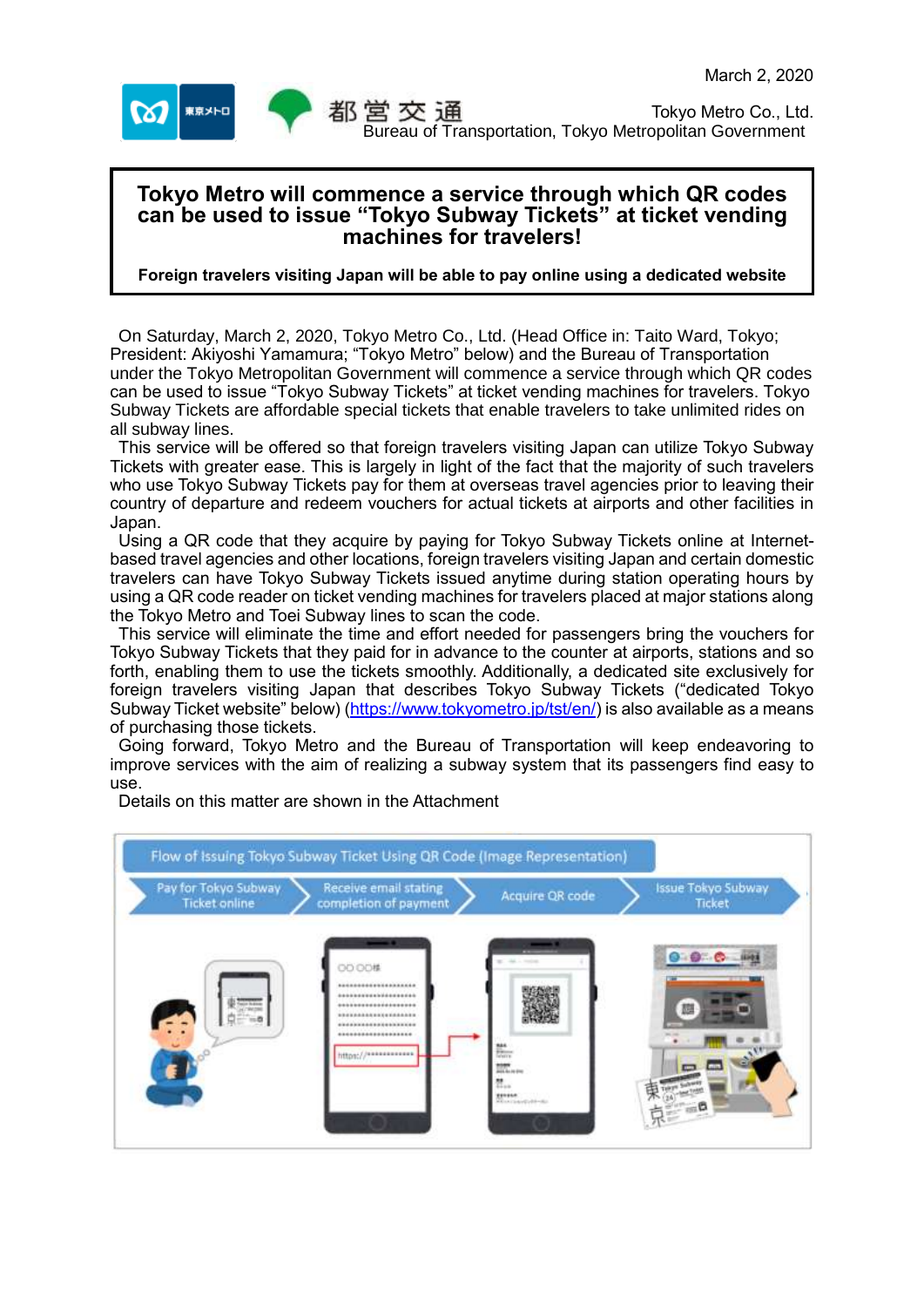March 2, 2020

都営交通

Tokyo Metro Co., Ltd.
Bureau of Transportation, Tokyo Metropolitan Government

# Tokyo Metro will commence a service through which QR codes can be used to issue "Tokyo Subway Tickets" at ticket vending machines for travelers!

**Foreign travelers visiting Japan will be able to pay online using a dedicated website**

On Saturday, March 2, 2020, Tokyo Metro Co., Ltd. (Head Office in: Taito Ward, Tokyo; President: Akiyoshi Yamamura; "Tokyo Metro" below) and the Bureau of Transportation under the Tokyo Metropolitan Government will commence a service through which QR codes can be used to issue "Tokyo Subway Tickets" at ticket vending machines for travelers. Tokyo Subway Tickets are affordable special tickets that enable travelers to take unlimited rides on all subway lines.

This service will be offered so that foreign travelers visiting Japan can utilize Tokyo Subway Tickets with greater ease. This is largely in light of the fact that the majority of such travelers who use Tokyo Subway Tickets pay for them at overseas travel agencies prior to leaving their country of departure and redeem vouchers for actual tickets at airports and other facilities in Japan.

Using a QR code that they acquire by paying for Tokyo Subway Tickets online at Internet-based travel agencies and other locations, foreign travelers visiting Japan and certain domestic travelers can have Tokyo Subway Tickets issued anytime during station operating hours by using a QR code reader on ticket vending machines for travelers placed at major stations along the Tokyo Metro and Toei Subway lines to scan the code.

This service will eliminate the time and effort needed for passengers bring the vouchers for Tokyo Subway Tickets that they paid for in advance to the counter at airports, stations and so forth, enabling them to use the tickets smoothly. Additionally, a dedicated site exclusively for foreign travelers visiting Japan that describes Tokyo Subway Tickets ("dedicated Tokyo Subway Ticket website" below) (https://www.tokyometro.jp/tst/en/) is also available as a means of purchasing those tickets.

Going forward, Tokyo Metro and the Bureau of Transportation will keep endeavoring to improve services with the aim of realizing a subway system that its passengers find easy to use.

Details on this matter are shown in the Attachment

Flow of Issuing Tokyo Subway Ticket Using QR Code (Image Representation)

Pay for Tokyo Subway Ticket online → Receive email stating completion of payment → Acquire QR code → Issue Tokyo Subway Ticket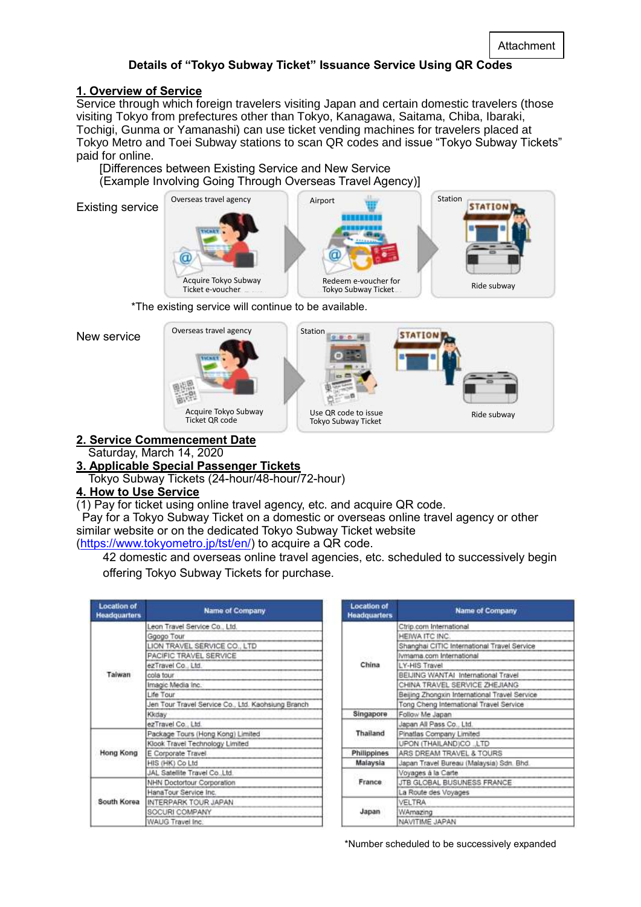Attachment

## Details of "Tokyo Subway Ticket" Issuance Service Using QR Codes

### 1. Overview of Service

Service through which foreign travelers visiting Japan and certain domestic travelers (those visiting Tokyo from prefectures other than Tokyo, Kanagawa, Saitama, Chiba, Ibaraki, Tochigi, Gunma or Yamanashi) can use ticket vending machines for travelers placed at Tokyo Metro and Toei Subway stations to scan QR codes and issue "Tokyo Subway Tickets" paid for online.

[Differences between Existing Service and New Service
(Example Involving Going Through Overseas Travel Agency)]

Existing service

| Overseas travel agency | Airport | Station |
|---|---|---|
| Acquire Tokyo Subway Ticket e-voucher | Redeem e-voucher for Tokyo Subway Ticket | Ride subway |

*The existing service will continue to be available.

New service

| Overseas travel agency | Station | |
|---|---|---|
| Acquire Tokyo Subway Ticket QR code | Use QR code to issue Tokyo Subway Ticket | Ride subway |

### 2. Service Commencement Date

Saturday, March 14, 2020

### 3. Applicable Special Passenger Tickets

Tokyo Subway Tickets (24-hour/48-hour/72-hour)

### 4. How to Use Service

(1) Pay for ticket using online travel agency, etc. and acquire QR code.

Pay for a Tokyo Subway Ticket on a domestic or overseas online travel agency or other similar website or on the dedicated Tokyo Subway Ticket website (https://www.tokyometro.jp/tst/en/) to acquire a QR code.

42 domestic and overseas online travel agencies, etc. scheduled to successively begin offering Tokyo Subway Tickets for purchase.

| Location of Headquarters | Name of Company |
|---|---|
| Taiwan | Leon Travel Service Co., Ltd. |
| | Ggogo Tour |
| | LION TRAVEL SERVICE CO., LTD |
| | PACIFIC TRAVEL SERVICE |
| | ezTravel Co., Ltd. |
| | cola tour |
| | Imagic Media Inc. |
| | Life Tour |
| | Jen Tour Travel Service Co., Ltd. Kaohsiung Branch |
| | Kkday |
| | ezTravel Co., Ltd. |
| Hong Kong | Package Tours (Hong Kong) Limited |
| | Klook Travel Technology Limited |
| | E Corporate Travel |
| | HIS (HK) Co Ltd |
| | JAL Satellite Travel Co.,Ltd. |
| South Korea | NHN Doctortour Corporation |
| | HanaTour Service Inc. |
| | INTERPARK TOUR JAPAN |
| | SOCURI COMPANY |
| | WAUG Travel Inc. |

| Location of Headquarters | Name of Company |
|---|---|
| China | Ctrip.com International |
| | HEIWA ITC INC. |
| | Shanghai CITIC International Travel Service |
| | lvmama.com International |
| | LY-HIS Travel |
| | BEIJING WANTAI International Travel |
| | CHINA TRAVEL SERVICE ZHEJIANG |
| | Beijing Zhongxin International Travel Service |
| | Tong Cheng International Travel Service |
| Singapore | Follow Me Japan |
| Thailand | Japan All Pass Co., Ltd. |
| | Pinatlas Company Limited |
| | UPON (THAILAND)CO.,LTD |
| Philippines | ARS DREAM TRAVEL & TOURS |
| Malaysia | Japan Travel Bureau (Malaysia) Sdn. Bhd. |
| France | Voyages à la Carte |
| | JTB GLOBAL BUSUNESS FRANCE |
| | La Route des Voyages |
| Japan | VELTRA |
| | WAmazing |
| | NAVITIME JAPAN |

*Number scheduled to be successively expanded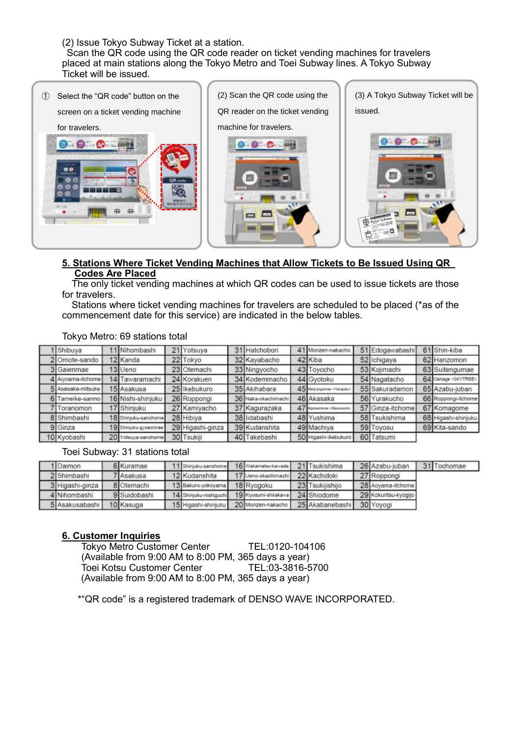(2) Issue Tokyo Subway Ticket at a station.

Scan the QR code using the QR code reader on ticket vending machines for travelers placed at main stations along the Tokyo Metro and Toei Subway lines. A Tokyo Subway Ticket will be issued.

① Select the "QR code" button on the screen on a ticket vending machine for travelers.

(2) Scan the QR code using the QR reader on the ticket vending machine for travelers.

(3) A Tokyo Subway Ticket will be issued.

## 5. Stations Where Ticket Vending Machines that Allow Tickets to Be Issued Using QR Codes Are Placed

The only ticket vending machines at which QR codes can be used to issue tickets are those for travelers.

Stations where ticket vending machines for travelers are scheduled to be placed (*as of the commencement date for this service) are indicated in the below tables.

Tokyo Metro: 69 stations total

| | | | | | | | | | | | | | |
|---|---|---|---|---|---|---|---|---|---|---|---|---|---|
| 1 | Shibuya | 11 | Nihombashi | 21 | Yotsuya | 31 | Hatchobori | 41 | Monzen-nakacho | 51 | Edogawabashi | 61 | Shin-kiba |
| 2 | Omote-sando | 12 | Kanda | 22 | Tokyo | 32 | Kayabacho | 42 | Kiba | 52 | Ichigaya | 62 | Hanzomon |
| 3 | Gaienmae | 13 | Ueno | 23 | Otemachi | 33 | Ningyocho | 43 | Toyocho | 53 | Kojimachi | 63 | Suitengumae |
| 4 | Aoyama-itchome | 14 | Tawaramachi | 24 | Korakuen | 34 | Kodemmacho | 44 | Gyotoku | 54 | Nagatacho | 64 | Oshiage <SKYTREE> |
| 5 | Asasaka-mitsuke | 15 | Asakusa | 25 | Ikebukuro | 35 | Akihabara | 45 | Meiji-jingumae <Harajuku> | 55 | Sakuradamon | 65 | Azabu-juban |
| 6 | Tameike-sanno | 16 | Nishi-shinjuku | 26 | Roppongi | 36 | Naka-okachimachi | 46 | Akasaka | 56 | Yurakucho | 66 | Roppongi-itchome |
| 7 | Toranomon | 17 | Shinjuku | 27 | Kamiyacho | 37 | Kagurazaka | 47 | Nijubashimae <Marunouchi> | 57 | Ginza-itchome | 67 | Komagome |
| 8 | Shimbashi | 18 | Shinjuku-sanchome | 28 | Hibiya | 38 | Iidabashi | 48 | Yushima | 58 | Tsukishima | 68 | Higashi-shinjuku |
| 9 | Ginza | 19 | Shinjuku-gyoemmae | 29 | Higashi-ginza | 39 | Kudanshita | 49 | Machiya | 59 | Toyosu | 69 | Kita-sando |
| 10 | Kyobashi | 20 | Yotsuya-sanchome | 30 | Tsukiji | 40 | Takebashi | 50 | Higashi-ikebukuro | 60 | Tatsumi | | |

Toei Subway: 31 stations total

| | | | | | | | | | | | | | |
|---|---|---|---|---|---|---|---|---|---|---|---|---|---|
| 1 | Daimon | 6 | Kuramae | 11 | Shinjuku-sanchome | 16 | Wakamatsu-kawada | 21 | Tsukishima | 26 | Azabu-juban | 31 | Tochomae |
| 2 | Shimbashi | 7 | Asakusa | 12 | Kudanshita | 17 | Ueno-okachimachi | 22 | Kachidoki | 27 | Roppongi | | |
| 3 | Higashi-ginza | 8 | Otemachi | 13 | Bakuro-yokoyama | 18 | Ryogoku | 23 | Tsukijishijo | 28 | Aoyama-itchome | | |
| 4 | Nihombashi | 9 | Suidobashi | 14 | Shinjuku-nishiguchi | 19 | Kiyosumi-shirakawa | 24 | Shiodome | 29 | Kokuritsu-kyogijo | | |
| 5 | Asakusabashi | 10 | Kasuga | 15 | Higashi-shinjuku | 20 | Monzen-nakacho | 25 | Akabanebashi | 30 | Yoyogi | | |

## 6. Customer Inquiries

Tokyo Metro Customer Center TEL:0120-104106
(Available from 9:00 AM to 8:00 PM, 365 days a year)
Toei Kotsu Customer Center TEL:03-3816-5700
(Available from 9:00 AM to 8:00 PM, 365 days a year)

*"QR code" is a registered trademark of DENSO WAVE INCORPORATED.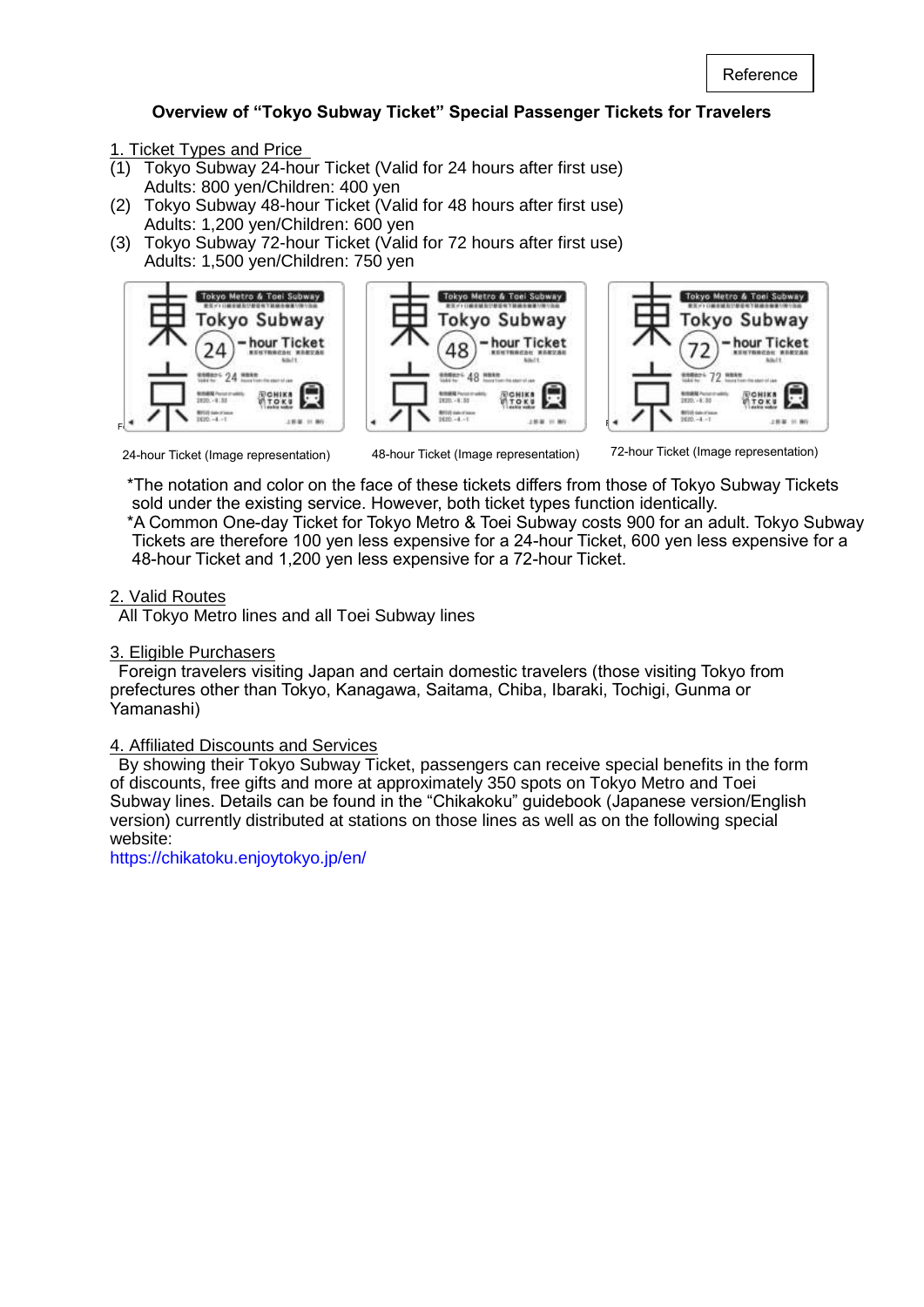Reference

**Overview of "Tokyo Subway Ticket" Special Passenger Tickets for Travelers**

1. Ticket Types and Price

(1) Tokyo Subway 24-hour Ticket (Valid for 24 hours after first use)
Adults: 800 yen/Children: 400 yen

(2) Tokyo Subway 48-hour Ticket (Valid for 48 hours after first use)
Adults: 1,200 yen/Children: 600 yen

(3) Tokyo Subway 72-hour Ticket (Valid for 72 hours after first use)
Adults: 1,500 yen/Children: 750 yen

24-hour Ticket (Image representation)

48-hour Ticket (Image representation)

72-hour Ticket (Image representation)

*The notation and color on the face of these tickets differs from those of Tokyo Subway Tickets sold under the existing service. However, both ticket types function identically.

*A Common One-day Ticket for Tokyo Metro & Toei Subway costs 900 for an adult. Tokyo Subway Tickets are therefore 100 yen less expensive for a 24-hour Ticket, 600 yen less expensive for a 48-hour Ticket and 1,200 yen less expensive for a 72-hour Ticket.

2. Valid Routes

All Tokyo Metro lines and all Toei Subway lines

3. Eligible Purchasers

Foreign travelers visiting Japan and certain domestic travelers (those visiting Tokyo from prefectures other than Tokyo, Kanagawa, Saitama, Chiba, Ibaraki, Tochigi, Gunma or Yamanashi)

4. Affiliated Discounts and Services

By showing their Tokyo Subway Ticket, passengers can receive special benefits in the form of discounts, free gifts and more at approximately 350 spots on Tokyo Metro and Toei Subway lines. Details can be found in the "Chikakoku" guidebook (Japanese version/English version) currently distributed at stations on those lines as well as on the following special website:
https://chikatoku.enjoytokyo.jp/en/